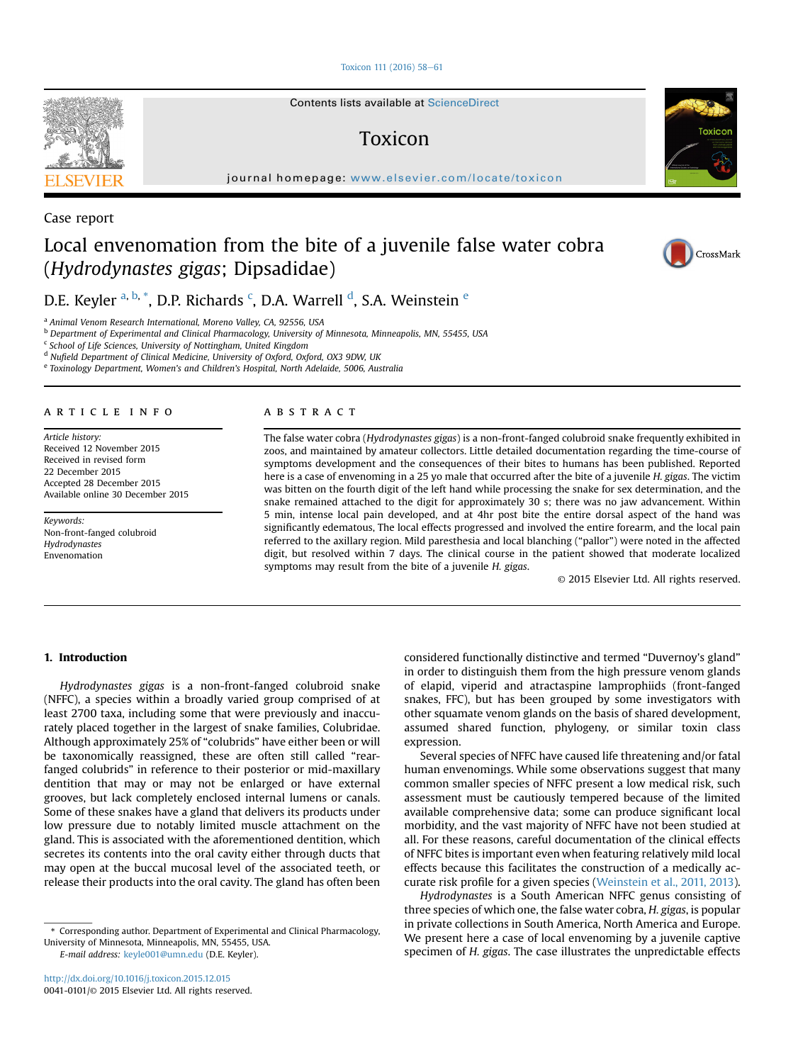Case report

# Local envenomation from the bite of a juvenile false water cobra (*Hydrodynastes gigas*; Dipsadidae)

D.E. Keyler [a, b, *], D.P. Richards [c], D.A. Warrell [d], S.A. Weinstein [e]

[a] Animal Venom Research International, Moreno Valley, CA, 92556, USA
[b] Department of Experimental and Clinical Pharmacology, University of Minnesota, Minneapolis, MN, 55455, USA
[c] School of Life Sciences, University of Nottingham, United Kingdom
[d] Nufield Department of Clinical Medicine, University of Oxford, Oxford, OX3 9DW, UK
[e] Toxinology Department, Women's and Children's Hospital, North Adelaide, 5006, Australia

**ARTICLE INFO**

*Article history:*
Received 12 November 2015
Received in revised form 22 December 2015
Accepted 28 December 2015
Available online 30 December 2015

*Keywords:*
Non-front-fanged colubroid
*Hydrodynastes*
Envenomation

**ABSTRACT**

The false water cobra (*Hydrodynastes gigas*) is a non-front-fanged colubroid snake frequently exhibited in zoos, and maintained by amateur collectors. Little detailed documentation regarding the time-course of symptoms development and the consequences of their bites to humans has been published. Reported here is a case of envenoming in a 25 yo male that occurred after the bite of a juvenile *H. gigas*. The victim was bitten on the fourth digit of the left hand while processing the snake for sex determination, and the snake remained attached to the digit for approximately 30 s; there was no jaw advancement. Within 5 min, intense local pain developed, and at 4hr post bite the entire dorsal aspect of the hand was significantly edematous, The local effects progressed and involved the entire forearm, and the local pain referred to the axillary region. Mild paresthesia and local blanching ("pallor") were noted in the affected digit, but resolved within 7 days. The clinical course in the patient showed that moderate localized symptoms may result from the bite of a juvenile *H. gigas*.

© 2015 Elsevier Ltd. All rights reserved.

## 1. Introduction

*Hydrodynastes gigas* is a non-front-fanged colubroid snake (NFFC), a species within a broadly varied group comprised of at least 2700 taxa, including some that were previously and inaccurately placed together in the largest of snake families, Colubridae. Although approximately 25% of "colubrids" have either been or will be taxonomically reassigned, these are often still called "rear-fanged colubrids" in reference to their posterior or mid-maxillary dentition that may or may not be enlarged or have external grooves, but lack completely enclosed internal lumens or canals. Some of these snakes have a gland that delivers its products under low pressure due to notably limited muscle attachment on the gland. This is associated with the aforementioned dentition, which secretes its contents into the oral cavity either through ducts that may open at the buccal mucosal level of the associated teeth, or release their products into the oral cavity. The gland has often been considered functionally distinctive and termed "Duvernoy's gland" in order to distinguish them from the high pressure venom glands of elapid, viperid and atractaspine lamprophiids (front-fanged snakes, FFC), but has been grouped by some investigators with other squamate venom glands on the basis of shared development, assumed shared function, phylogeny, or similar toxin class expression.

Several species of NFFC have caused life threatening and/or fatal human envenomings. While some observations suggest that many common smaller species of NFFC present a low medical risk, such assessment must be cautiously tempered because of the limited available comprehensive data; some can produce significant local morbidity, and the vast majority of NFFC have not been studied at all. For these reasons, careful documentation of the clinical effects of NFFC bites is important even when featuring relatively mild local effects because this facilitates the construction of a medically accurate risk profile for a given species (Weinstein et al., 2011, 2013).

*Hydrodynastes* is a South American NFFC genus consisting of three species of which one, the false water cobra, *H. gigas*, is popular in private collections in South America, North America and Europe. We present here a case of local envenoming by a juvenile captive specimen of *H. gigas*. The case illustrates the unpredictable effects

\* Corresponding author. Department of Experimental and Clinical Pharmacology, University of Minnesota, Minneapolis, MN, 55455, USA.
E-mail address: keyle001@umn.edu (D.E. Keyler).

http://dx.doi.org/10.1016/j.toxicon.2015.12.015
0041-0101/© 2015 Elsevier Ltd. All rights reserved.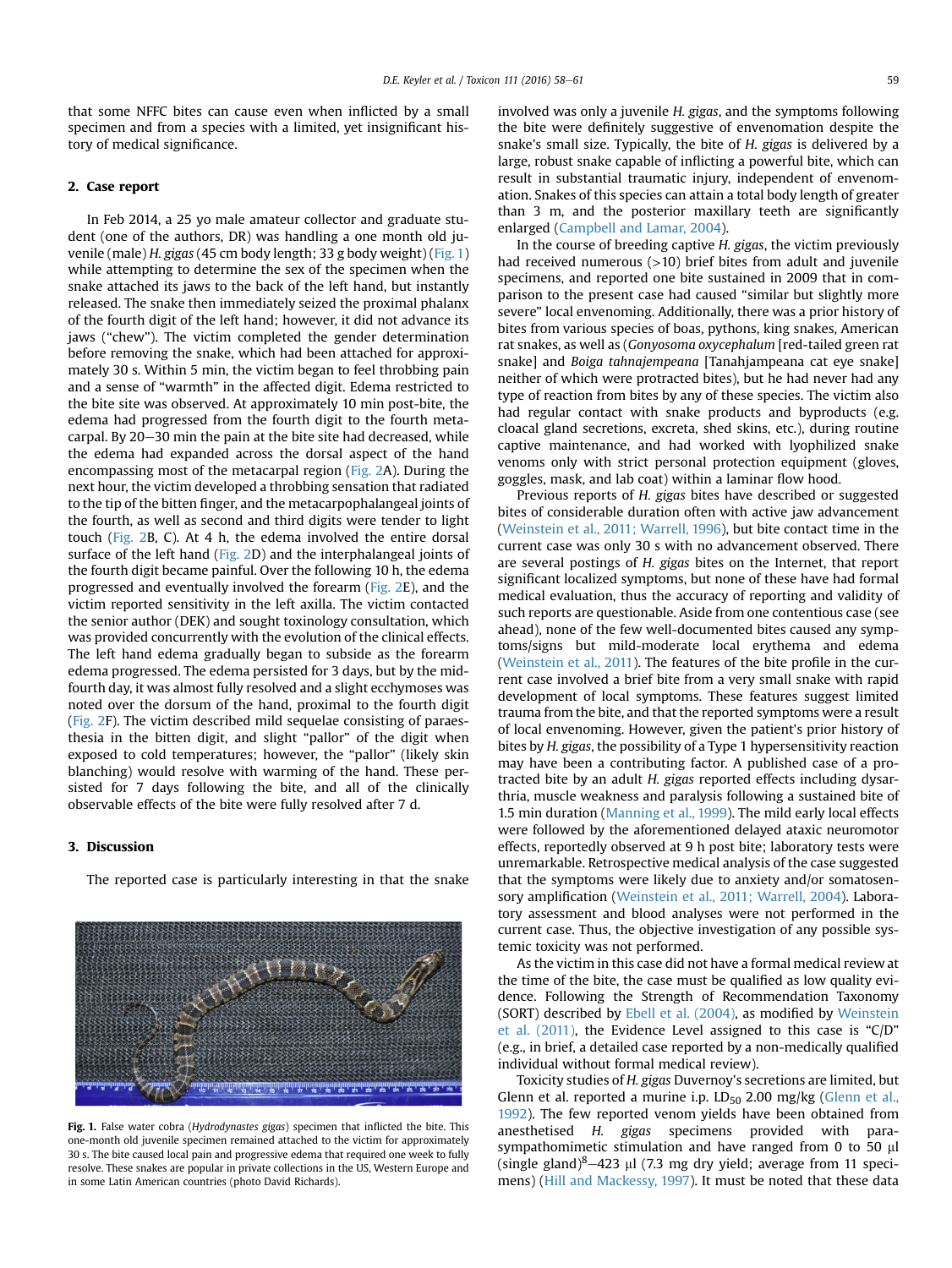that some NFFC bites can cause even when inflicted by a small specimen and from a species with a limited, yet insignificant history of medical significance.

## 2. Case report

In Feb 2014, a 25 yo male amateur collector and graduate student (one of the authors, DR) was handling a one month old juvenile (male) *H. gigas* (45 cm body length; 33 g body weight) (Fig. 1) while attempting to determine the sex of the specimen when the snake attached its jaws to the back of the left hand, but instantly released. The snake then immediately seized the proximal phalanx of the fourth digit of the left hand; however, it did not advance its jaws ("chew"). The victim completed the gender determination before removing the snake, which had been attached for approximately 30 s. Within 5 min, the victim began to feel throbbing pain and a sense of "warmth" in the affected digit. Edema restricted to the bite site was observed. At approximately 10 min post-bite, the edema had progressed from the fourth digit to the fourth metacarpal. By 20–30 min the pain at the bite site had decreased, while the edema had expanded across the dorsal aspect of the hand encompassing most of the metacarpal region (Fig. 2A). During the next hour, the victim developed a throbbing sensation that radiated to the tip of the bitten finger, and the metacarpophalangeal joints of the fourth, as well as second and third digits were tender to light touch (Fig. 2B, C). At 4 h, the edema involved the entire dorsal surface of the left hand (Fig. 2D) and the interphalangeal joints of the fourth digit became painful. Over the following 10 h, the edema progressed and eventually involved the forearm (Fig. 2E), and the victim reported sensitivity in the left axilla. The victim contacted the senior author (DEK) and sought toxinology consultation, which was provided concurrently with the evolution of the clinical effects. The left hand edema gradually began to subside as the forearm edema progressed. The edema persisted for 3 days, but by the mid-fourth day, it was almost fully resolved and a slight ecchymoses was noted over the dorsum of the hand, proximal to the fourth digit (Fig. 2F). The victim described mild sequelae consisting of paraesthesia in the bitten digit, and slight "pallor" of the digit when exposed to cold temperatures; however, the "pallor" (likely skin blanching) would resolve with warming of the hand. These persisted for 7 days following the bite, and all of the clinically observable effects of the bite were fully resolved after 7 d.

## 3. Discussion

The reported case is particularly interesting in that the snake involved was only a juvenile *H. gigas*, and the symptoms following the bite were definitely suggestive of envenomation despite the snake's small size. Typically, the bite of *H. gigas* is delivered by a large, robust snake capable of inflicting a powerful bite, which can result in substantial traumatic injury, independent of envenomation. Snakes of this species can attain a total body length of greater than 3 m, and the posterior maxillary teeth are significantly enlarged (Campbell and Lamar, 2004).

In the course of breeding captive *H. gigas*, the victim previously had received numerous (>10) brief bites from adult and juvenile specimens, and reported one bite sustained in 2009 that in comparison to the present case had caused "similar but slightly more severe" local envenoming. Additionally, there was a prior history of bites from various species of boas, pythons, king snakes, American rat snakes, as well as (*Gonyosoma oxycephalum* [red-tailed green rat snake] and *Boiga tahnajempeana* [Tanahjampeana cat eye snake] neither of which were protracted bites), but he had never had any type of reaction from bites by any of these species. The victim also had regular contact with snake products and byproducts (e.g. cloacal gland secretions, excreta, shed skins, etc.), during routine captive maintenance, and had worked with lyophilized snake venoms only with strict personal protection equipment (gloves, goggles, mask, and lab coat) within a laminar flow hood.

Previous reports of *H. gigas* bites have described or suggested bites of considerable duration often with active jaw advancement (Weinstein et al., 2011; Warrell, 1996), but bite contact time in the current case was only 30 s with no advancement observed. There are several postings of *H. gigas* bites on the Internet, that report significant localized symptoms, but none of these have had formal medical evaluation, thus the accuracy of reporting and validity of such reports are questionable. Aside from one contentious case (see ahead), none of the few well-documented bites caused any symptoms/signs but mild-moderate local erythema and edema (Weinstein et al., 2011). The features of the bite profile in the current case involved a brief bite from a very small snake with rapid development of local symptoms. These features suggest limited trauma from the bite, and that the reported symptoms were a result of local envenoming. However, given the patient's prior history of bites by *H. gigas*, the possibility of a Type 1 hypersensitivity reaction may have been a contributing factor. A published case of a protracted bite by an adult *H. gigas* reported effects including dysarthria, muscle weakness and paralysis following a sustained bite of 1.5 min duration (Manning et al., 1999). The mild early local effects were followed by the aforementioned delayed ataxic neuromotor effects, reportedly observed at 9 h post bite; laboratory tests were unremarkable. Retrospective medical analysis of the case suggested that the symptoms were likely due to anxiety and/or somatosensory amplification (Weinstein et al., 2011; Warrell, 2004). Laboratory assessment and blood analyses were not performed in the current case. Thus, the objective investigation of any possible systemic toxicity was not performed.

As the victim in this case did not have a formal medical review at the time of the bite, the case must be qualified as low quality evidence. Following the Strength of Recommendation Taxonomy (SORT) described by Ebell et al. (2004), as modified by Weinstein et al. (2011), the Evidence Level assigned to this case is "C/D" (e.g., in brief, a detailed case reported by a non-medically qualified individual without formal medical review).

Toxicity studies of *H. gigas* Duvernoy's secretions are limited, but Glenn et al. reported a murine i.p. $LD_{50}$ 2.00 mg/kg (Glenn et al., 1992). The few reported venom yields have been obtained from anesthetised *H. gigas* specimens provided with parasympathomimetic stimulation and have ranged from 0 to 50 μl (single gland)[8]–423 μl (7.3 mg dry yield; average from 11 specimens) (Hill and Mackessy, 1997). It must be noted that these data

**Fig. 1.** False water cobra (*Hydrodynastes gigas*) specimen that inflicted the bite. This one-month old juvenile specimen remained attached to the victim for approximately 30 s. The bite caused local pain and progressive edema that required one week to fully resolve. These snakes are popular in private collections in the US, Western Europe and in some Latin American countries (photo David Richards).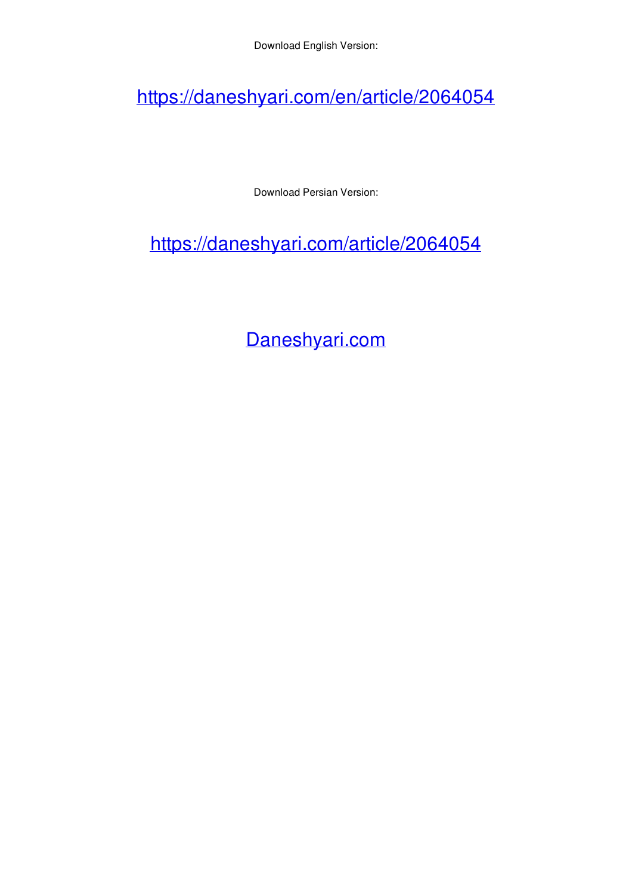Download English Version:

https://daneshyari.com/en/article/2064054

Download Persian Version:

https://daneshyari.com/article/2064054

Daneshyari.com